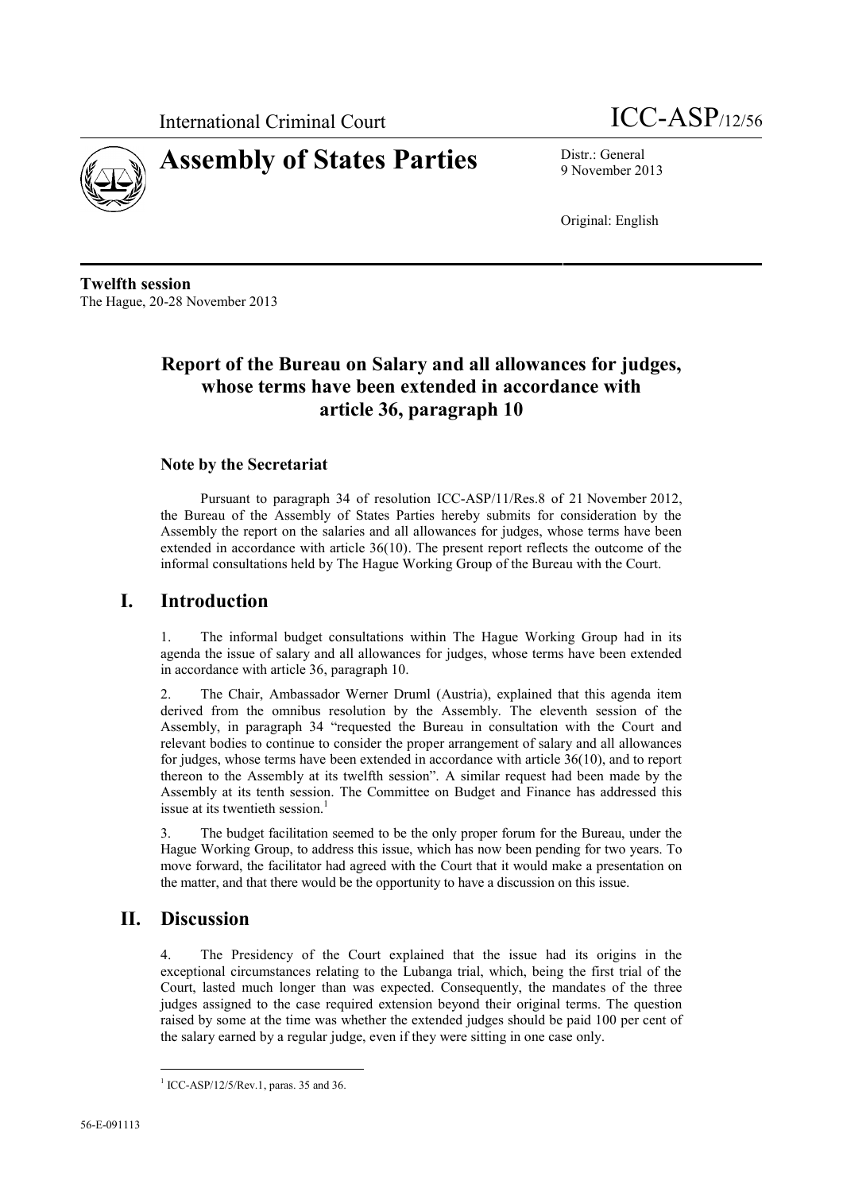International Criminal Court

# ICC-ASP/12/56

# Assembly of States Parties

Distr.: General
9 November 2013

Original: English

**Twelfth session**
The Hague, 20-28 November 2013

## Report of the Bureau on Salary and all allowances for judges, whose terms have been extended in accordance with article 36, paragraph 10

### Note by the Secretariat

Pursuant to paragraph 34 of resolution ICC-ASP/11/Res.8 of 21 November 2012, the Bureau of the Assembly of States Parties hereby submits for consideration by the Assembly the report on the salaries and all allowances for judges, whose terms have been extended in accordance with article 36(10). The present report reflects the outcome of the informal consultations held by The Hague Working Group of the Bureau with the Court.

## I. Introduction

1. The informal budget consultations within The Hague Working Group had in its agenda the issue of salary and all allowances for judges, whose terms have been extended in accordance with article 36, paragraph 10.

2. The Chair, Ambassador Werner Druml (Austria), explained that this agenda item derived from the omnibus resolution by the Assembly. The eleventh session of the Assembly, in paragraph 34 "requested the Bureau in consultation with the Court and relevant bodies to continue to consider the proper arrangement of salary and all allowances for judges, whose terms have been extended in accordance with article 36(10), and to report thereon to the Assembly at its twelfth session". A similar request had been made by the Assembly at its tenth session. The Committee on Budget and Finance has addressed this issue at its twentieth session.[1]

3. The budget facilitation seemed to be the only proper forum for the Bureau, under the Hague Working Group, to address this issue, which has now been pending for two years. To move forward, the facilitator had agreed with the Court that it would make a presentation on the matter, and that there would be the opportunity to have a discussion on this issue.

## II. Discussion

4. The Presidency of the Court explained that the issue had its origins in the exceptional circumstances relating to the Lubanga trial, which, being the first trial of the Court, lasted much longer than was expected. Consequently, the mandates of the three judges assigned to the case required extension beyond their original terms. The question raised by some at the time was whether the extended judges should be paid 100 per cent of the salary earned by a regular judge, even if they were sitting in one case only.

[1] ICC-ASP/12/5/Rev.1, paras. 35 and 36.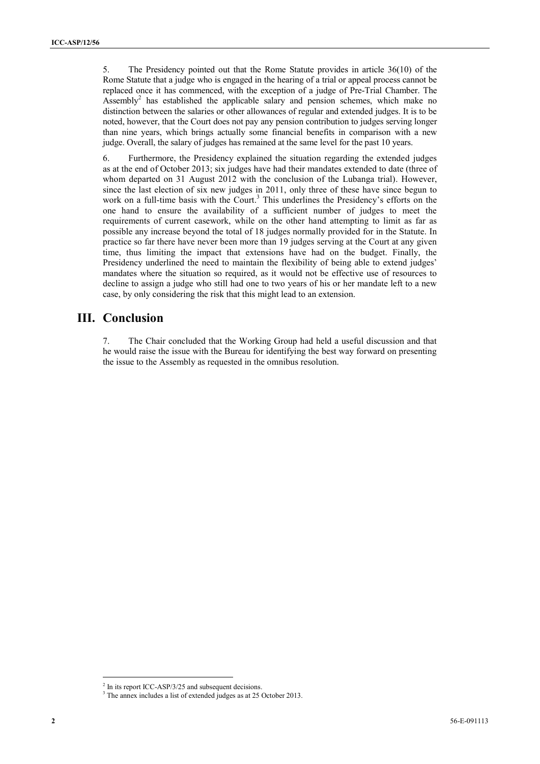5. The Presidency pointed out that the Rome Statute provides in article 36(10) of the Rome Statute that a judge who is engaged in the hearing of a trial or appeal process cannot be replaced once it has commenced, with the exception of a judge of Pre-Trial Chamber. The Assembly[2] has established the applicable salary and pension schemes, which make no distinction between the salaries or other allowances of regular and extended judges. It is to be noted, however, that the Court does not pay any pension contribution to judges serving longer than nine years, which brings actually some financial benefits in comparison with a new judge. Overall, the salary of judges has remained at the same level for the past 10 years.

6. Furthermore, the Presidency explained the situation regarding the extended judges as at the end of October 2013; six judges have had their mandates extended to date (three of whom departed on 31 August 2012 with the conclusion of the Lubanga trial). However, since the last election of six new judges in 2011, only three of these have since begun to work on a full-time basis with the Court.[3] This underlines the Presidency's efforts on the one hand to ensure the availability of a sufficient number of judges to meet the requirements of current casework, while on the other hand attempting to limit as far as possible any increase beyond the total of 18 judges normally provided for in the Statute. In practice so far there have never been more than 19 judges serving at the Court at any given time, thus limiting the impact that extensions have had on the budget. Finally, the Presidency underlined the need to maintain the flexibility of being able to extend judges' mandates where the situation so required, as it would not be effective use of resources to decline to assign a judge who still had one to two years of his or her mandate left to a new case, by only considering the risk that this might lead to an extension.

## III. Conclusion

7. The Chair concluded that the Working Group had held a useful discussion and that he would raise the issue with the Bureau for identifying the best way forward on presenting the issue to the Assembly as requested in the omnibus resolution.

---

[2] In its report ICC-ASP/3/25 and subsequent decisions.

[3] The annex includes a list of extended judges as at 25 October 2013.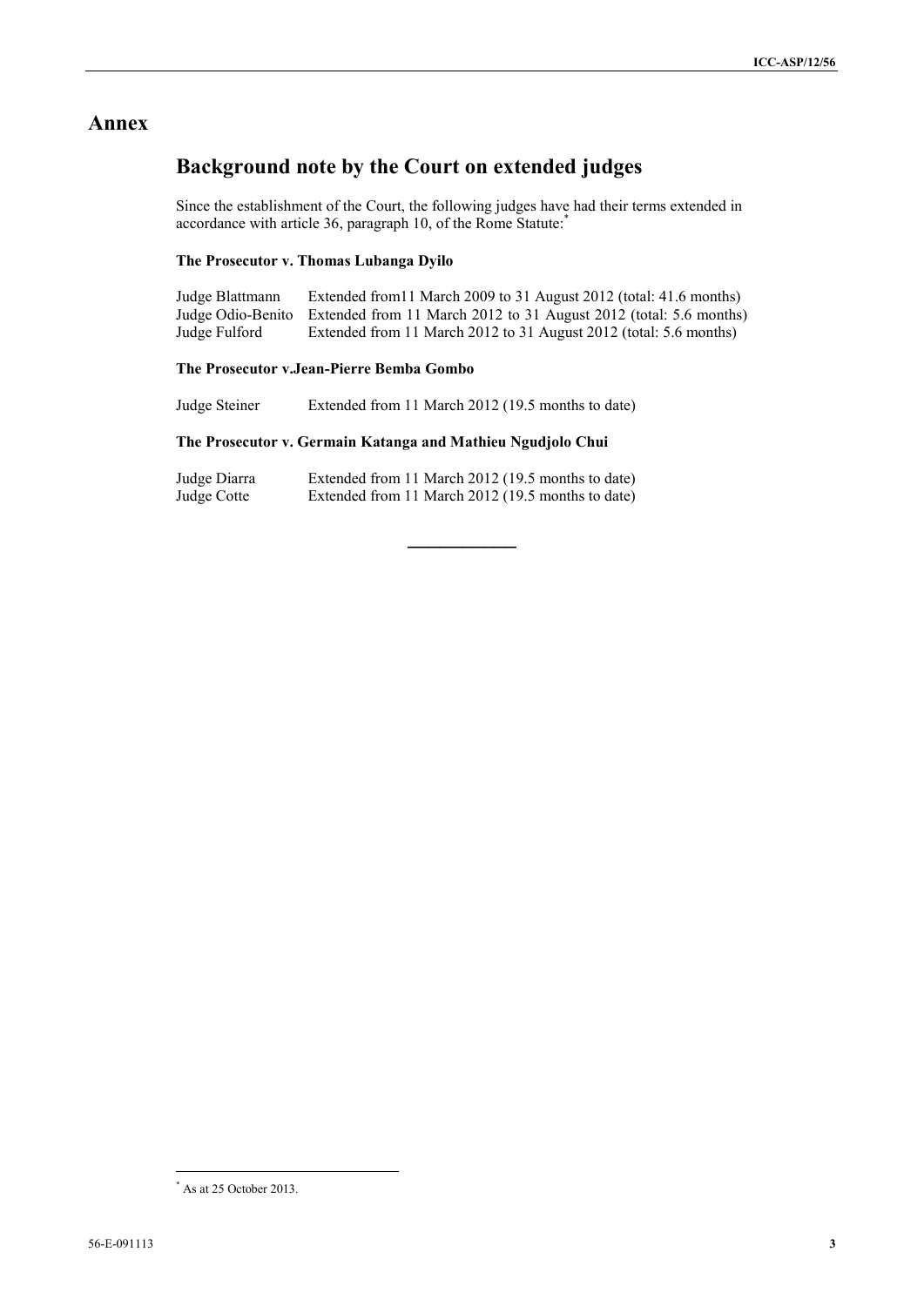# Annex

## Background note by the Court on extended judges

Since the establishment of the Court, the following judges have had their terms extended in accordance with article 36, paragraph 10, of the Rome Statute:*

### The Prosecutor v. Thomas Lubanga Dyilo

| | |
|---|---|
| Judge Blattmann | Extended from11 March 2009 to 31 August 2012 (total: 41.6 months) |
| Judge Odio-Benito | Extended from 11 March 2012 to 31 August 2012 (total: 5.6 months) |
| Judge Fulford | Extended from 11 March 2012 to 31 August 2012 (total: 5.6 months) |

### The Prosecutor v.Jean-Pierre Bemba Gombo

| | |
|---|---|
| Judge Steiner | Extended from 11 March 2012 (19.5 months to date) |

### The Prosecutor v. Germain Katanga and Mathieu Ngudjolo Chui

| | |
|---|---|
| Judge Diarra | Extended from 11 March 2012 (19.5 months to date) |
| Judge Cotte | Extended from 11 March 2012 (19.5 months to date) |

---

* As at 25 October 2013.